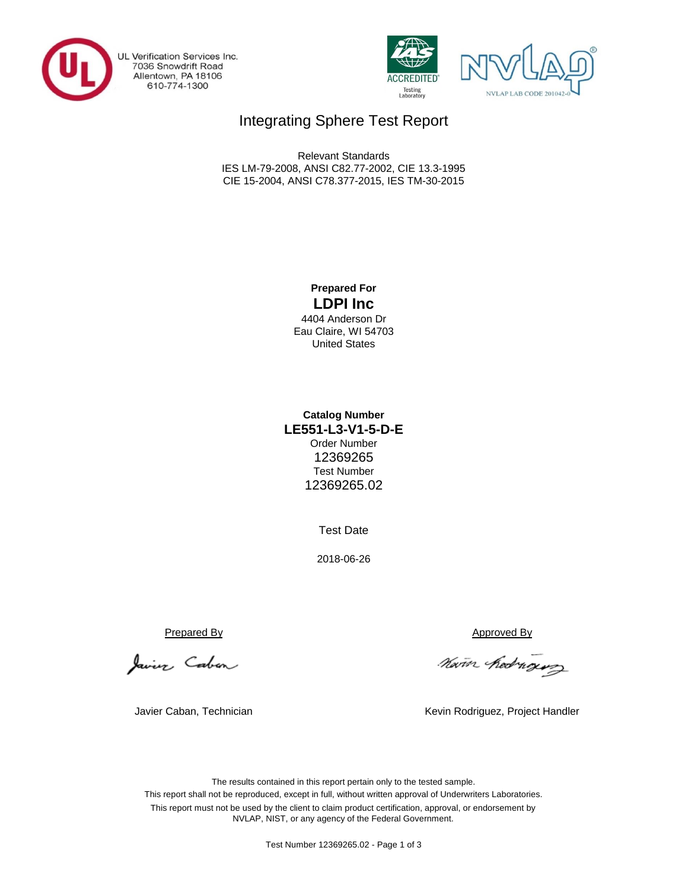UL Verification Services Inc.
7036 Snowdrift Road
Allentown, PA 18106
610-774-1300

IAS ACCREDITED Testing Laboratory

NVLAP LAB CODE 201042-0

# Integrating Sphere Test Report

Relevant Standards
IES LM-79-2008, ANSI C82.77-2002, CIE 13.3-1995
CIE 15-2004, ANSI C78.377-2015, IES TM-30-2015

**Prepared For**

**LDPI Inc**

4404 Anderson Dr
Eau Claire, WI 54703
United States

**Catalog Number**

**LE551-L3-V1-5-D-E**

Order Number
12369265

Test Number
12369265.02

Test Date

2018-06-26

Prepared By

Javier Caban, Technician

Approved By

Kevin Rodriguez, Project Handler

The results contained in this report pertain only to the tested sample.
This report shall not be reproduced, except in full, without written approval of Underwriters Laboratories.
This report must not be used by the client to claim product certification, approval, or endorsement by NVLAP, NIST, or any agency of the Federal Government.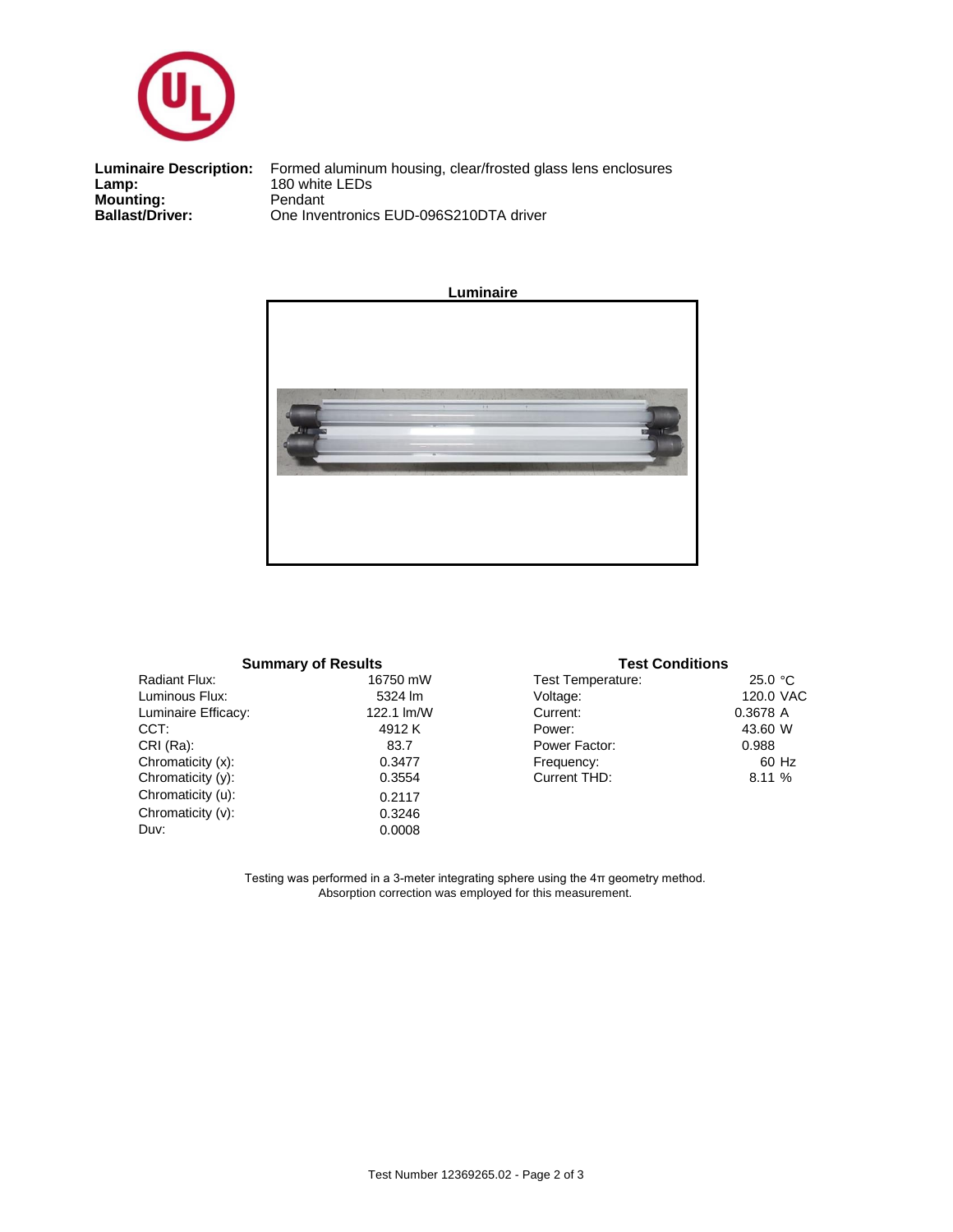**Luminaire Description:** Formed aluminum housing, clear/frosted glass lens enclosures
**Lamp:** 180 white LEDs
**Mounting:** Pendant
**Ballast/Driver:** One Inventronics EUD-096S210DTA driver

**Luminaire**

### Summary of Results

| | |
|---|---|
| Radiant Flux: | 16750 mW |
| Luminous Flux: | 5324 lm |
| Luminaire Efficacy: | 122.1 lm/W |
| CCT: | 4912 K |
| CRI (Ra): | 83.7 |
| Chromaticity (x): | 0.3477 |
| Chromaticity (y): | 0.3554 |
| Chromaticity (u): | 0.2117 |
| Chromaticity (v): | 0.3246 |
| Duv: | 0.0008 |

### Test Conditions

| | |
|---|---|
| Test Temperature: | 25.0 °C |
| Voltage: | 120.0 VAC |
| Current: | 0.3678 A |
| Power: | 43.60 W |
| Power Factor: | 0.988 |
| Frequency: | 60 Hz |
| Current THD: | 8.11 % |

Testing was performed in a 3-meter integrating sphere using the 4π geometry method.
Absorption correction was employed for this measurement.

Test Number 12369265.02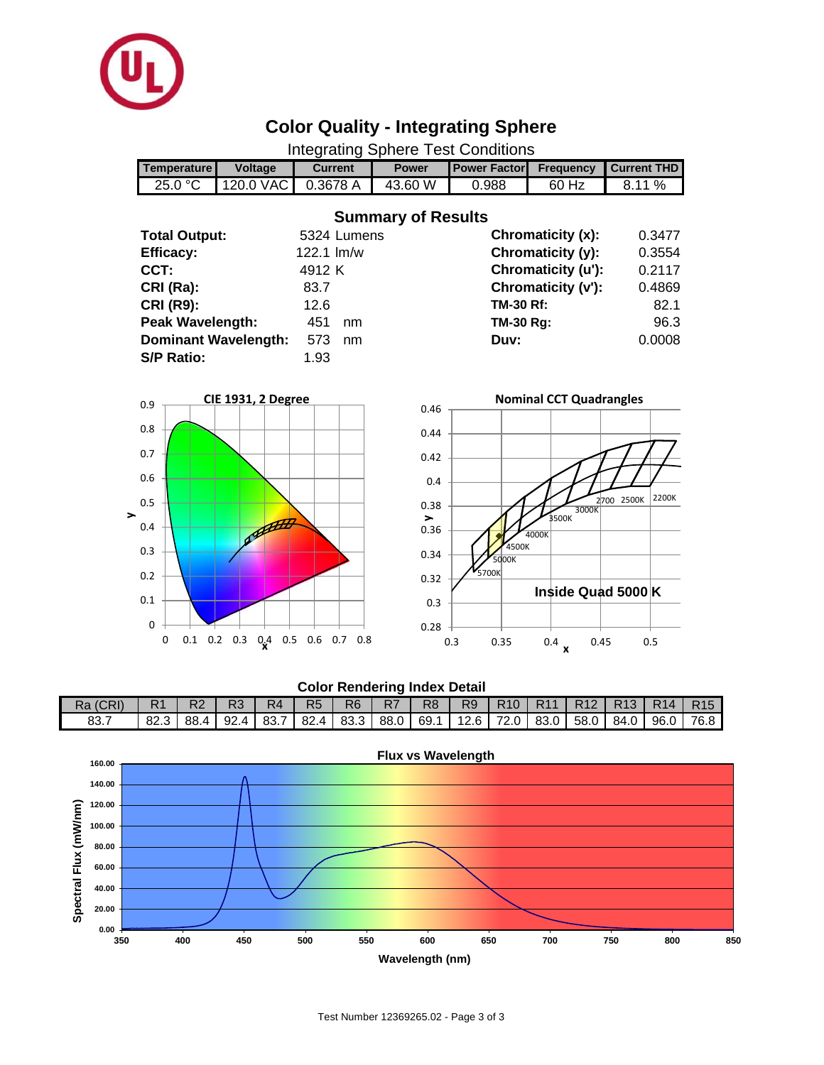# Color Quality - Integrating Sphere

Integrating Sphere Test Conditions

| Temperature | Voltage | Current | Power | Power Factor | Frequency | Current THD |
|---|---|---|---|---|---|---|
| 25.0 °C | 120.0 VAC | 0.3678 A | 43.60 W | 0.988 | 60 Hz | 8.11 % |

## Summary of Results

| | | | |
|---|---|---|---|
| **Total Output:** | 5324 Lumens | **Chromaticity (x):** | 0.3477 |
| **Efficacy:** | 122.1 lm/w | **Chromaticity (y):** | 0.3554 |
| **CCT:** | 4912 K | **Chromaticity (u'):** | 0.2117 |
| **CRI (Ra):** | 83.7 | **Chromaticity (v'):** | 0.4869 |
| **CRI (R9):** | 12.6 | **TM-30 Rf:** | 82.1 |
| **Peak Wavelength:** | 451 nm | **TM-30 Rg:** | 96.3 |
| **Dominant Wavelength:** | 573 nm | **Duv:** | 0.0008 |
| **S/P Ratio:** | 1.93 | | |

CIE 1931, 2 Degree

y

x

0.9
0.8
0.7
0.6
0.5
0.4
0.3
0.2
0.1
0

0 0.1 0.2 0.3 0.4 0.5 0.6 0.7 0.8

Nominal CCT Quadrangles

y

x

0.46
0.44
0.42
0.4
0.38
0.36
0.34
0.32
0.3
0.28

0.3 0.35 0.4 0.45 0.5

2700 2500K 2200K
3000K
3500K
4000K
4500K
5000K
5700K

Inside Quad 5000 K

### Color Rendering Index Detail

| Ra (CRI) | R1 | R2 | R3 | R4 | R5 | R6 | R7 | R8 | R9 | R10 | R11 | R12 | R13 | R14 | R15 |
|---|---|---|---|---|---|---|---|---|---|---|---|---|---|---|---|
| 83.7 | 82.3 | 88.4 | 92.4 | 83.7 | 82.4 | 83.3 | 88.0 | 69.1 | 12.6 | 72.0 | 83.0 | 58.0 | 84.0 | 96.0 | 76.8 |

Flux vs Wavelength

Spectral Flux (mW/nm)

160.00
140.00
120.00
100.00
80.00
60.00
40.00
20.00
0.00

350 400 450 500 550 600 650 700 750 800 850

Wavelength (nm)

Test Number 12369265.02